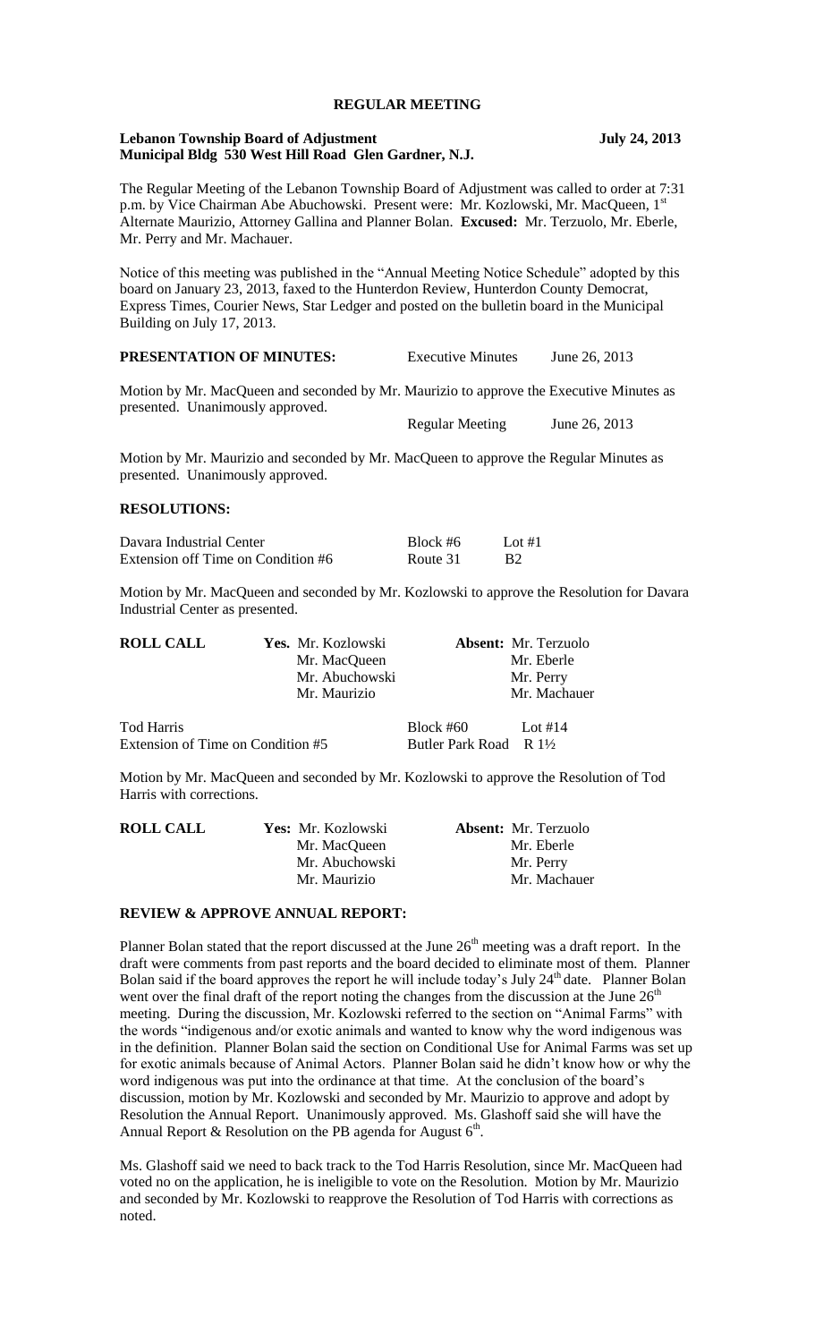# REGULAR MEETING

**Lebanon Township Board of Adjustment** **July 24, 2013**
**Municipal Bldg 530 West Hill Road Glen Gardner, N.J.**

The Regular Meeting of the Lebanon Township Board of Adjustment was called to order at 7:31 p.m. by Vice Chairman Abe Abuchowski. Present were: Mr. Kozlowski, Mr. MacQueen, 1st Alternate Maurizio, Attorney Gallina and Planner Bolan. **Excused:** Mr. Terzuolo, Mr. Eberle, Mr. Perry and Mr. Machauer.

Notice of this meeting was published in the "Annual Meeting Notice Schedule" adopted by this board on January 23, 2013, faxed to the Hunterdon Review, Hunterdon County Democrat, Express Times, Courier News, Star Ledger and posted on the bulletin board in the Municipal Building on July 17, 2013.

**PRESENTATION OF MINUTES:** Executive Minutes June 26, 2013

Motion by Mr. MacQueen and seconded by Mr. Maurizio to approve the Executive Minutes as presented. Unanimously approved.

Regular Meeting June 26, 2013

Motion by Mr. Maurizio and seconded by Mr. MacQueen to approve the Regular Minutes as presented. Unanimously approved.

**RESOLUTIONS:**

| | | |
|---|---|---|
| Davara Industrial Center | Block #6 | Lot #1 |
| Extension off Time on Condition #6 | Route 31 | B2 |

Motion by Mr. MacQueen and seconded by Mr. Kozlowski to approve the Resolution for Davara Industrial Center as presented.

| **ROLL CALL** | **Yes.** Mr. Kozlowski | **Absent:** Mr. Terzuolo |
|---|---|---|
| | Mr. MacQueen | Mr. Eberle |
| | Mr. Abuchowski | Mr. Perry |
| | Mr. Maurizio | Mr. Machauer |

| | | |
|---|---|---|
| Tod Harris | Block #60 | Lot #14 |
| Extension of Time on Condition #5 | Butler Park Road | R 1½ |

Motion by Mr. MacQueen and seconded by Mr. Kozlowski to approve the Resolution of Tod Harris with corrections.

| **ROLL CALL** | **Yes:** Mr. Kozlowski | **Absent:** Mr. Terzuolo |
|---|---|---|
| | Mr. MacQueen | Mr. Eberle |
| | Mr. Abuchowski | Mr. Perry |
| | Mr. Maurizio | Mr. Machauer |

**REVIEW & APPROVE ANNUAL REPORT:**

Planner Bolan stated that the report discussed at the June 26th meeting was a draft report. In the draft were comments from past reports and the board decided to eliminate most of them. Planner Bolan said if the board approves the report he will include today's July 24th date. Planner Bolan went over the final draft of the report noting the changes from the discussion at the June 26th meeting. During the discussion, Mr. Kozlowski referred to the section on "Animal Farms" with the words "indigenous and/or exotic animals and wanted to know why the word indigenous was in the definition. Planner Bolan said the section on Conditional Use for Animal Farms was set up for exotic animals because of Animal Actors. Planner Bolan said he didn't know how or why the word indigenous was put into the ordinance at that time. At the conclusion of the board's discussion, motion by Mr. Kozlowski and seconded by Mr. Maurizio to approve and adopt by Resolution the Annual Report. Unanimously approved. Ms. Glashoff said she will have the Annual Report & Resolution on the PB agenda for August 6th.

Ms. Glashoff said we need to back track to the Tod Harris Resolution, since Mr. MacQueen had voted no on the application, he is ineligible to vote on the Resolution. Motion by Mr. Maurizio and seconded by Mr. Kozlowski to reapprove the Resolution of Tod Harris with corrections as noted.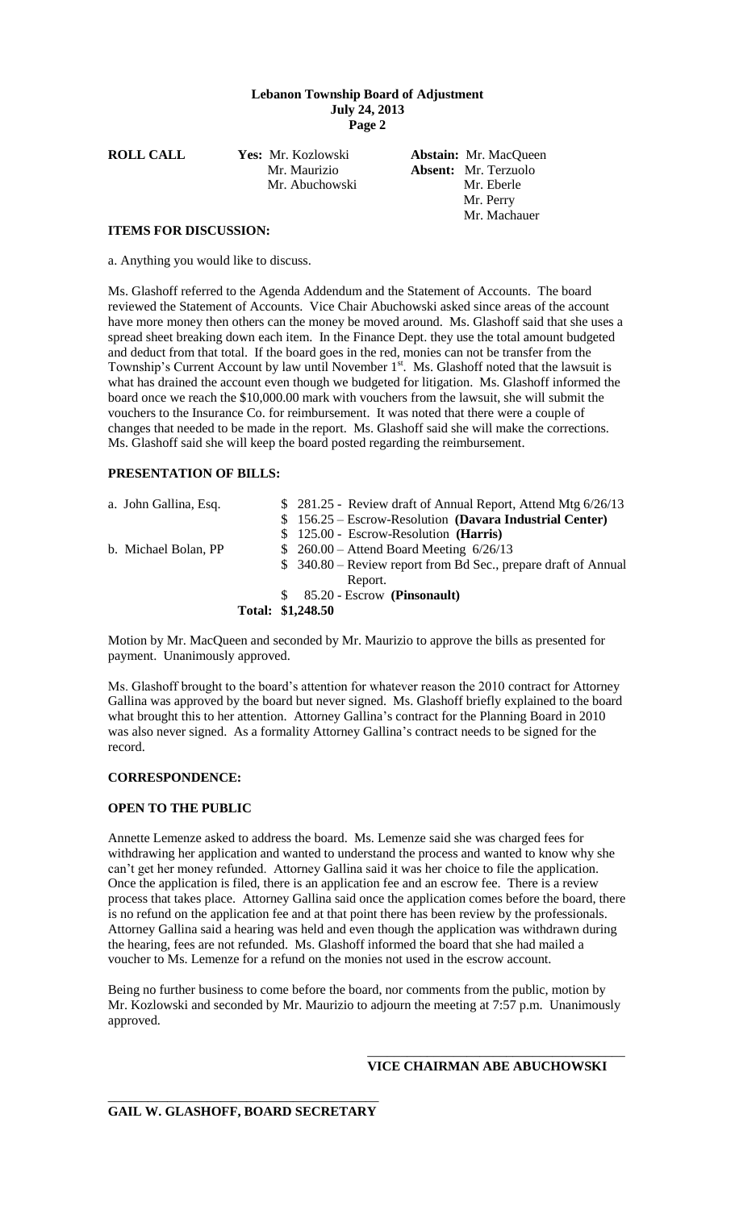| ROLL CALL | Yes: Mr. Kozlowski | Abstain: Mr. MacQueen |
|---|---|---|
| | Mr. Maurizio | Absent: Mr. Terzuolo |
| | Mr. Abuchowski | Mr. Eberle |
| | | Mr. Perry |
| | | Mr. Machauer |

**ITEMS FOR DISCUSSION:**

a. Anything you would like to discuss.

Ms. Glashoff referred to the Agenda Addendum and the Statement of Accounts. The board reviewed the Statement of Accounts. Vice Chair Abuchowski asked since areas of the account have more money then others can the money be moved around. Ms. Glashoff said that she uses a spread sheet breaking down each item. In the Finance Dept. they use the total amount budgeted and deduct from that total. If the board goes in the red, monies can not be transfer from the Township's Current Account by law until November 1st. Ms. Glashoff noted that the lawsuit is what has drained the account even though we budgeted for litigation. Ms. Glashoff informed the board once we reach the $10,000.00 mark with vouchers from the lawsuit, she will submit the vouchers to the Insurance Co. for reimbursement. It was noted that there were a couple of changes that needed to be made in the report. Ms. Glashoff said she will make the corrections. Ms. Glashoff said she will keep the board posted regarding the reimbursement.

**PRESENTATION OF BILLS:**

| | | |
|---|---|---|
| a. John Gallina, Esq. | $ 281.25 | - Review draft of Annual Report, Attend Mtg 6/26/13 |
| | $ 156.25 | – Escrow-Resolution **(Davara Industrial Center)** |
| | $ 125.00 | - Escrow-Resolution **(Harris)** |
| b. Michael Bolan, PP | $ 260.00 | – Attend Board Meeting 6/26/13 |
| | $ 340.80 | – Review report from Bd Sec., prepare draft of Annual Report. |
| | $ 85.20 | - Escrow **(Pinsonault)** |
| **Total:** | **$1,248.50** | |

Motion by Mr. MacQueen and seconded by Mr. Maurizio to approve the bills as presented for payment. Unanimously approved.

Ms. Glashoff brought to the board's attention for whatever reason the 2010 contract for Attorney Gallina was approved by the board but never signed. Ms. Glashoff briefly explained to the board what brought this to her attention. Attorney Gallina's contract for the Planning Board in 2010 was also never signed. As a formality Attorney Gallina's contract needs to be signed for the record.

**CORRESPONDENCE:**

**OPEN TO THE PUBLIC**

Annette Lemenze asked to address the board. Ms. Lemenze said she was charged fees for withdrawing her application and wanted to understand the process and wanted to know why she can't get her money refunded. Attorney Gallina said it was her choice to file the application. Once the application is filed, there is an application fee and an escrow fee. There is a review process that takes place. Attorney Gallina said once the application comes before the board, there is no refund on the application fee and at that point there has been review by the professionals. Attorney Gallina said a hearing was held and even though the application was withdrawn during the hearing, fees are not refunded. Ms. Glashoff informed the board that she had mailed a voucher to Ms. Lemenze for a refund on the monies not used in the escrow account.

Being no further business to come before the board, nor comments from the public, motion by Mr. Kozlowski and seconded by Mr. Maurizio to adjourn the meeting at 7:57 p.m. Unanimously approved.

\_\_\_\_\_\_\_\_\_\_\_\_\_\_\_\_\_\_\_\_\_\_\_\_\_\_\_\_\_\_\_\_\_\_\_\_\_\_
**VICE CHAIRMAN ABE ABUCHOWSKI**

\_\_\_\_\_\_\_\_\_\_\_\_\_\_\_\_\_\_\_\_\_\_\_\_\_\_\_\_\_\_\_\_\_\_\_\_\_\_
**GAIL W. GLASHOFF, BOARD SECRETARY**